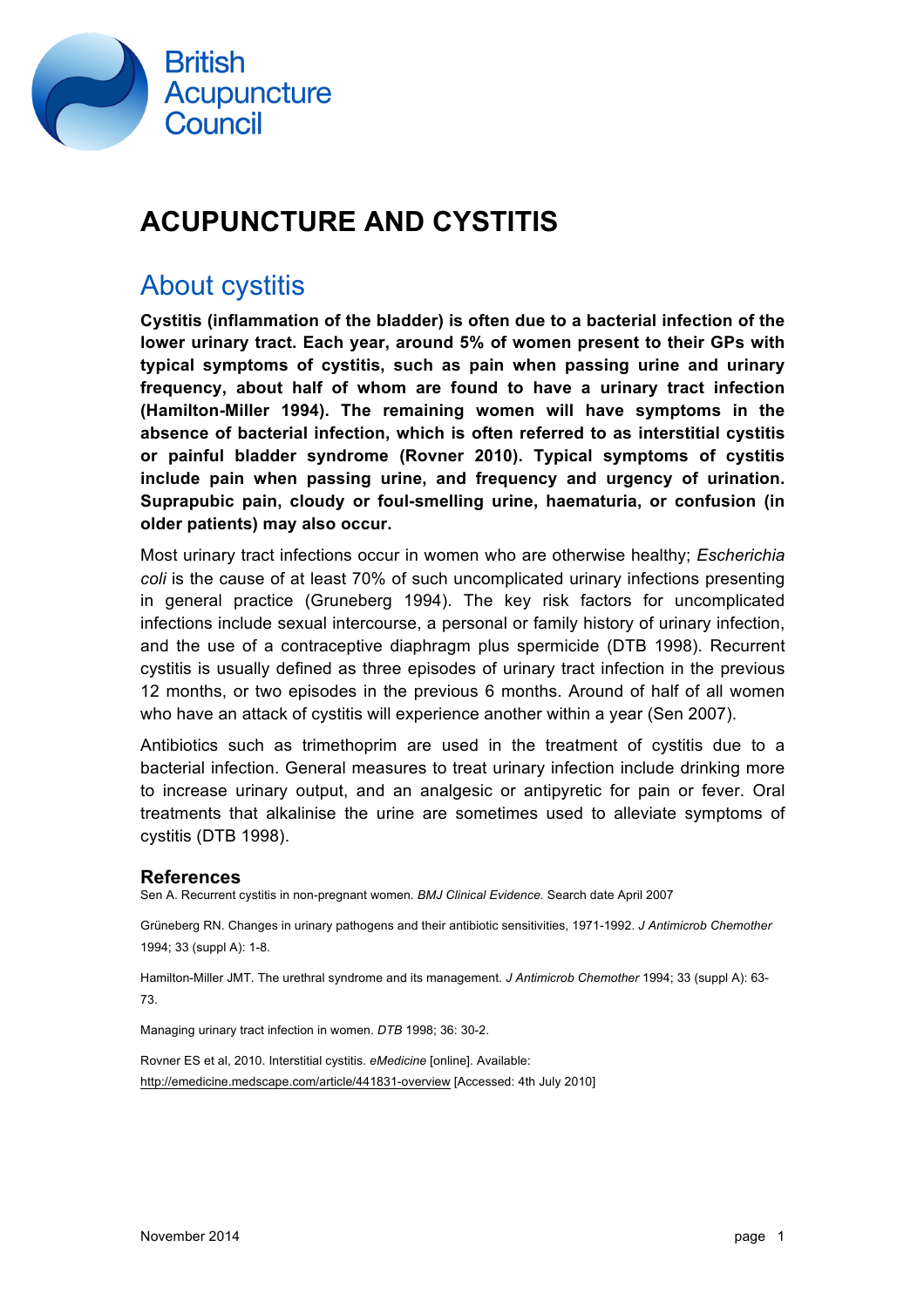British Acupuncture Council

# ACUPUNCTURE AND CYSTITIS

## About cystitis

**Cystitis (inflammation of the bladder) is often due to a bacterial infection of the lower urinary tract. Each year, around 5% of women present to their GPs with typical symptoms of cystitis, such as pain when passing urine and urinary frequency, about half of whom are found to have a urinary tract infection (Hamilton-Miller 1994). The remaining women will have symptoms in the absence of bacterial infection, which is often referred to as interstitial cystitis or painful bladder syndrome (Rovner 2010). Typical symptoms of cystitis include pain when passing urine, and frequency and urgency of urination. Suprapubic pain, cloudy or foul-smelling urine, haematuria, or confusion (in older patients) may also occur.**

Most urinary tract infections occur in women who are otherwise healthy; *Escherichia coli* is the cause of at least 70% of such uncomplicated urinary infections presenting in general practice (Gruneberg 1994). The key risk factors for uncomplicated infections include sexual intercourse, a personal or family history of urinary infection, and the use of a contraceptive diaphragm plus spermicide (DTB 1998). Recurrent cystitis is usually defined as three episodes of urinary tract infection in the previous 12 months, or two episodes in the previous 6 months. Around of half of all women who have an attack of cystitis will experience another within a year (Sen 2007).

Antibiotics such as trimethoprim are used in the treatment of cystitis due to a bacterial infection. General measures to treat urinary infection include drinking more to increase urinary output, and an analgesic or antipyretic for pain or fever. Oral treatments that alkalinise the urine are sometimes used to alleviate symptoms of cystitis (DTB 1998).

### References

Sen A. Recurrent cystitis in non-pregnant women. *BMJ Clinical Evidence.* Search date April 2007

Grüneberg RN. Changes in urinary pathogens and their antibiotic sensitivities, 1971-1992. *J Antimicrob Chemother* 1994; 33 (suppl A): 1-8.

Hamilton-Miller JMT. The urethral syndrome and its management. *J Antimicrob Chemother* 1994; 33 (suppl A): 63-73.

Managing urinary tract infection in women. *DTB* 1998; 36: 30-2.

Rovner ES et al, 2010. Interstitial cystitis. *eMedicine* [online]. Available: http://emedicine.medscape.com/article/441831-overview [Accessed: 4th July 2010]

November 2014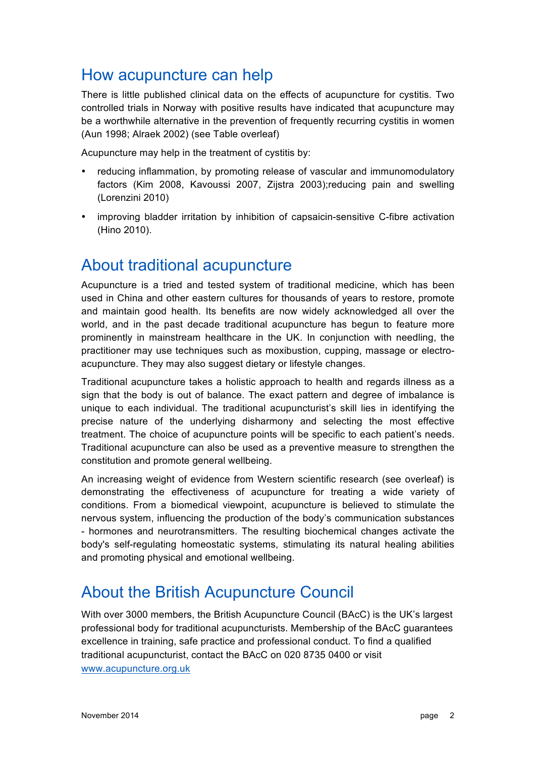## How acupuncture can help

There is little published clinical data on the effects of acupuncture for cystitis. Two controlled trials in Norway with positive results have indicated that acupuncture may be a worthwhile alternative in the prevention of frequently recurring cystitis in women (Aun 1998; Alraek 2002) (see Table overleaf)

Acupuncture may help in the treatment of cystitis by:

- reducing inflammation, by promoting release of vascular and immunomodulatory factors (Kim 2008, Kavoussi 2007, Zijstra 2003);reducing pain and swelling (Lorenzini 2010)
- improving bladder irritation by inhibition of capsaicin-sensitive C-fibre activation (Hino 2010).

## About traditional acupuncture

Acupuncture is a tried and tested system of traditional medicine, which has been used in China and other eastern cultures for thousands of years to restore, promote and maintain good health. Its benefits are now widely acknowledged all over the world, and in the past decade traditional acupuncture has begun to feature more prominently in mainstream healthcare in the UK. In conjunction with needling, the practitioner may use techniques such as moxibustion, cupping, massage or electro-acupuncture. They may also suggest dietary or lifestyle changes.

Traditional acupuncture takes a holistic approach to health and regards illness as a sign that the body is out of balance. The exact pattern and degree of imbalance is unique to each individual. The traditional acupuncturist's skill lies in identifying the precise nature of the underlying disharmony and selecting the most effective treatment. The choice of acupuncture points will be specific to each patient's needs. Traditional acupuncture can also be used as a preventive measure to strengthen the constitution and promote general wellbeing.

An increasing weight of evidence from Western scientific research (see overleaf) is demonstrating the effectiveness of acupuncture for treating a wide variety of conditions. From a biomedical viewpoint, acupuncture is believed to stimulate the nervous system, influencing the production of the body's communication substances - hormones and neurotransmitters. The resulting biochemical changes activate the body's self-regulating homeostatic systems, stimulating its natural healing abilities and promoting physical and emotional wellbeing.

## About the British Acupuncture Council

With over 3000 members, the British Acupuncture Council (BAcC) is the UK's largest professional body for traditional acupuncturists. Membership of the BAcC guarantees excellence in training, safe practice and professional conduct. To find a qualified traditional acupuncturist, contact the BAcC on 020 8735 0400 or visit [www.acupuncture.org.uk](www.acupuncture.org.uk)

November 2014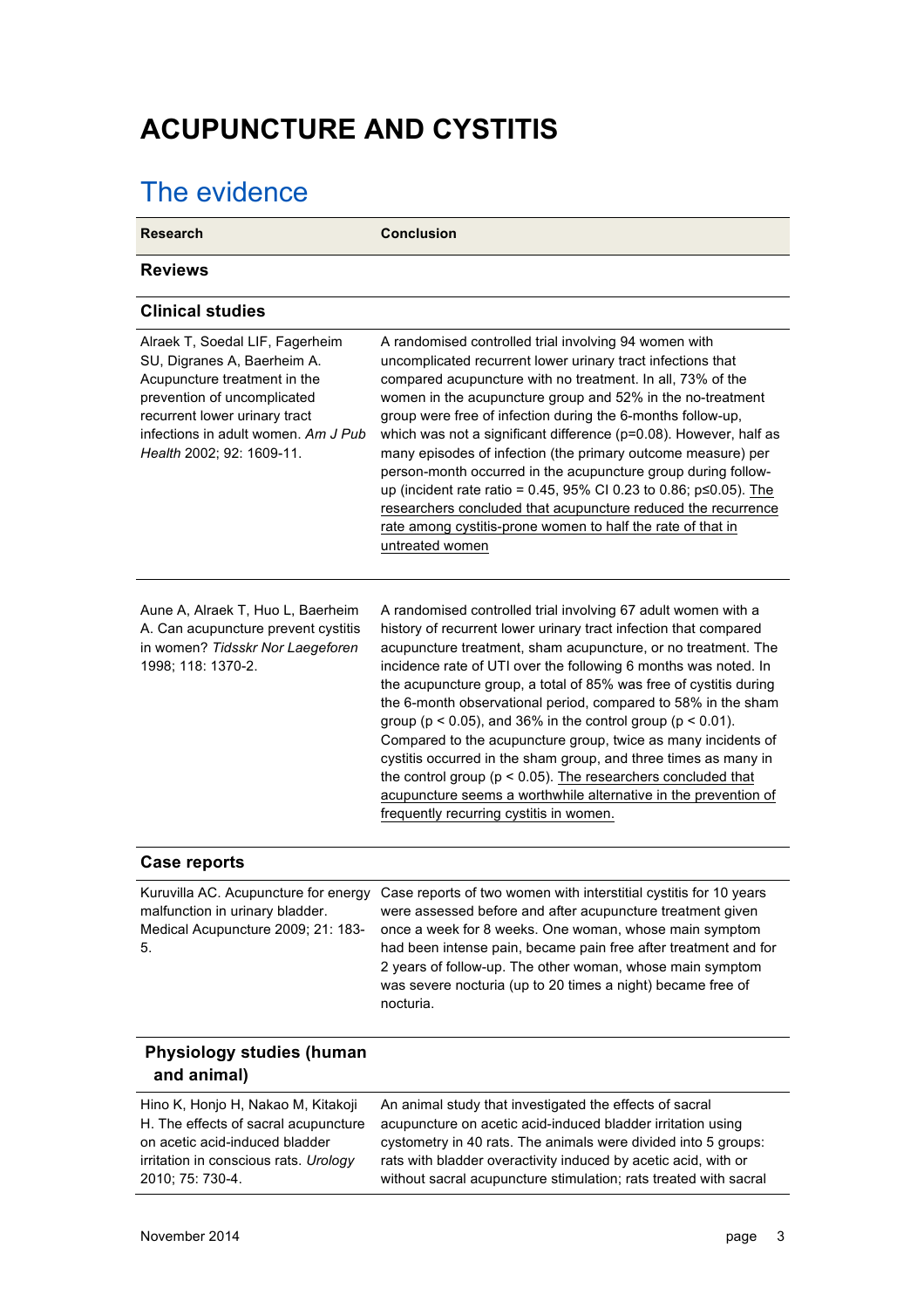# ACUPUNCTURE AND CYSTITIS

## The evidence

| Research | Conclusion |
| --- | --- |
| **Reviews** | |
| **Clinical studies** | |
| Alraek T, Soedal LIF, Fagerheim SU, Digranes A, Baerheim A. Acupuncture treatment in the prevention of uncomplicated recurrent lower urinary tract infections in adult women. *Am J Pub Health* 2002; 92: 1609-11. | A randomised controlled trial involving 94 women with uncomplicated recurrent lower urinary tract infections that compared acupuncture with no treatment. In all, 73% of the women in the acupuncture group and 52% in the no-treatment group were free of infection during the 6-months follow-up, which was not a significant difference ($p=0.08$). However, half as many episodes of infection (the primary outcome measure) per person-month occurred in the acupuncture group during follow-up (incident rate ratio = 0.45, 95% CI 0.23 to 0.86; $p \leq 0.05$). <u>The researchers concluded that acupuncture reduced the recurrence rate among cystitis-prone women to half the rate of that in untreated women</u> |
| Aune A, Alraek T, Huo L, Baerheim A. Can acupuncture prevent cystitis in women? *Tidsskr Nor Laegeforen* 1998; 118: 1370-2. | A randomised controlled trial involving 67 adult women with a history of recurrent lower urinary tract infection that compared acupuncture treatment, sham acupuncture, or no treatment. The incidence rate of UTI over the following 6 months was noted. In the acupuncture group, a total of 85% was free of cystitis during the 6-month observational period, compared to 58% in the sham group ($p < 0.05$), and 36% in the control group ($p < 0.01$). Compared to the acupuncture group, twice as many incidents of cystitis occurred in the sham group, and three times as many in the control group ($p < 0.05$). <u>The researchers concluded that acupuncture seems a worthwhile alternative in the prevention of frequently recurring cystitis in women.</u> |
| **Case reports** | |
| Kuruvilla AC. Acupuncture for energy malfunction in urinary bladder. Medical Acupuncture 2009; 21: 183-5. | Case reports of two women with interstitial cystitis for 10 years were assessed before and after acupuncture treatment given once a week for 8 weeks. One woman, whose main symptom had been intense pain, became pain free after treatment and for 2 years of follow-up. The other woman, whose main symptom was severe nocturia (up to 20 times a night) became free of nocturia. |
| **Physiology studies (human and animal)** | |
| Hino K, Honjo H, Nakao M, Kitakoji H. The effects of sacral acupuncture on acetic acid-induced bladder irritation in conscious rats. *Urology* 2010; 75: 730-4. | An animal study that investigated the effects of sacral acupuncture on acetic acid-induced bladder irritation using cystometry in 40 rats. The animals were divided into 5 groups: rats with bladder overactivity induced by acetic acid, with or without sacral acupuncture stimulation; rats treated with sacral |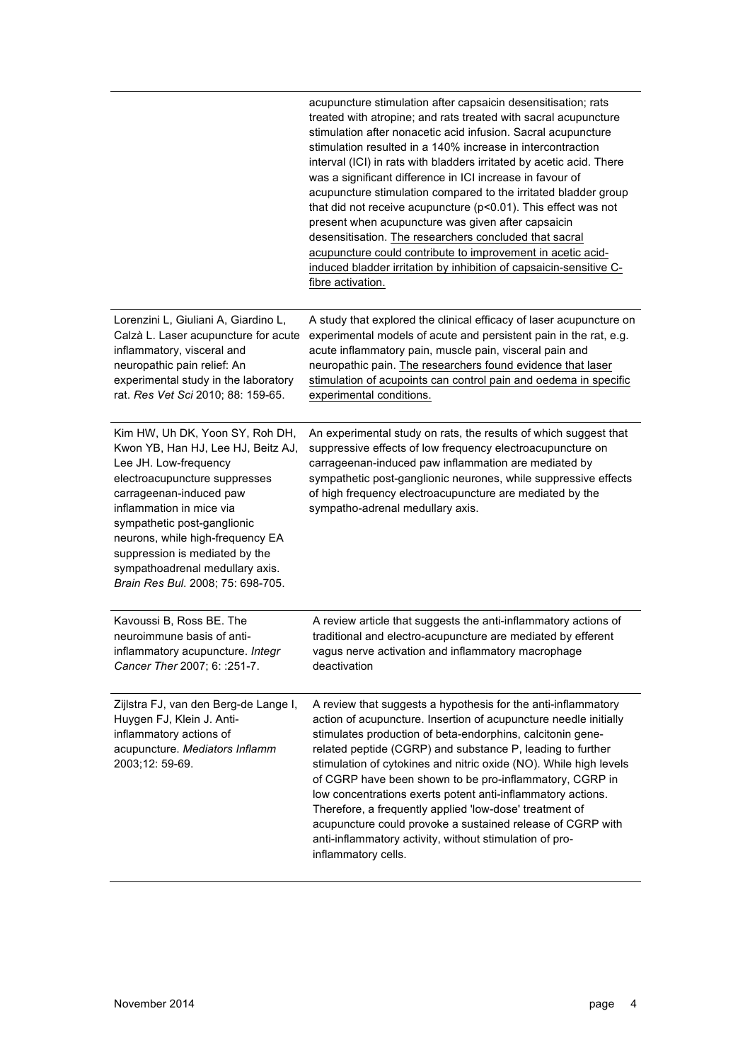| | |
|---|---|
| | acupuncture stimulation after capsaicin desensitisation; rats treated with atropine; and rats treated with sacral acupuncture stimulation after nonacetic acid infusion. Sacral acupuncture stimulation resulted in a 140% increase in intercontraction interval (ICI) in rats with bladders irritated by acetic acid. There was a significant difference in ICI increase in favour of acupuncture stimulation compared to the irritated bladder group that did not receive acupuncture ($p<0.01$). This effect was not present when acupuncture was given after capsaicin desensitisation. <u>The researchers concluded that sacral acupuncture could contribute to improvement in acetic acid-induced bladder irritation by inhibition of capsaicin-sensitive C-fibre activation.</u> |
| Lorenzini L, Giuliani A, Giardino L, Calzà L. Laser acupuncture for acute inflammatory, visceral and neuropathic pain relief: An experimental study in the laboratory rat. *Res Vet Sci* 2010; 88: 159-65. | A study that explored the clinical efficacy of laser acupuncture on experimental models of acute and persistent pain in the rat, e.g. acute inflammatory pain, muscle pain, visceral pain and neuropathic pain. <u>The researchers found evidence that laser stimulation of acupoints can control pain and oedema in specific experimental conditions.</u> |
| Kim HW, Uh DK, Yoon SY, Roh DH, Kwon YB, Han HJ, Lee HJ, Beitz AJ, Lee JH. Low-frequency electroacupuncture suppresses carrageenan-induced paw inflammation in mice via sympathetic post-ganglionic neurons, while high-frequency EA suppression is mediated by the sympathoadrenal medullary axis. *Brain Res Bul*. 2008; 75: 698-705. | An experimental study on rats, the results of which suggest that suppressive effects of low frequency electroacupuncture on carrageenan-induced paw inflammation are mediated by sympathetic post-ganglionic neurones, while suppressive effects of high frequency electroacupuncture are mediated by the sympatho-adrenal medullary axis. |
| Kavoussi B, Ross BE. The neuroimmune basis of anti-inflammatory acupuncture. *Integr Cancer Ther* 2007; 6: :251-7. | A review article that suggests the anti-inflammatory actions of traditional and electro-acupuncture are mediated by efferent vagus nerve activation and inflammatory macrophage deactivation |
| Zijlstra FJ, van den Berg-de Lange I, Huygen FJ, Klein J. Anti-inflammatory actions of acupuncture. *Mediators Inflamm* 2003;12: 59-69. | A review that suggests a hypothesis for the anti-inflammatory action of acupuncture. Insertion of acupuncture needle initially stimulates production of beta-endorphins, calcitonin gene-related peptide (CGRP) and substance P, leading to further stimulation of cytokines and nitric oxide (NO). While high levels of CGRP have been shown to be pro-inflammatory, CGRP in low concentrations exerts potent anti-inflammatory actions. Therefore, a frequently applied 'low-dose' treatment of acupuncture could provoke a sustained release of CGRP with anti-inflammatory activity, without stimulation of pro-inflammatory cells. |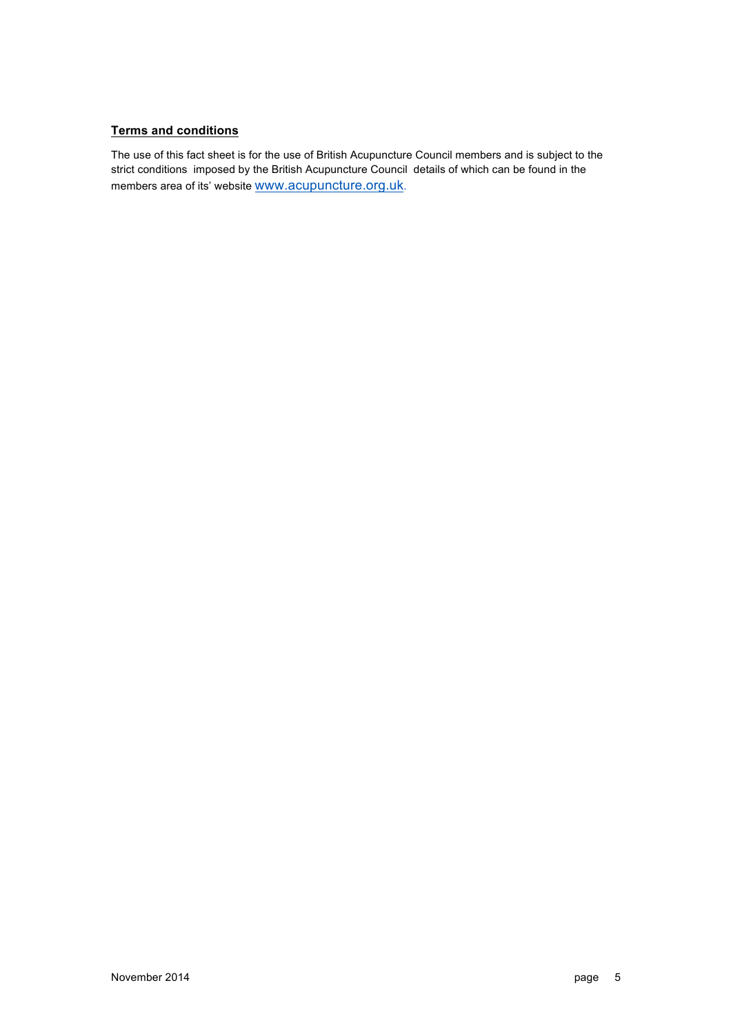## Terms and conditions

The use of this fact sheet is for the use of British Acupuncture Council members and is subject to the strict conditions imposed by the British Acupuncture Council details of which can be found in the members area of its' website www.acupuncture.org.uk.